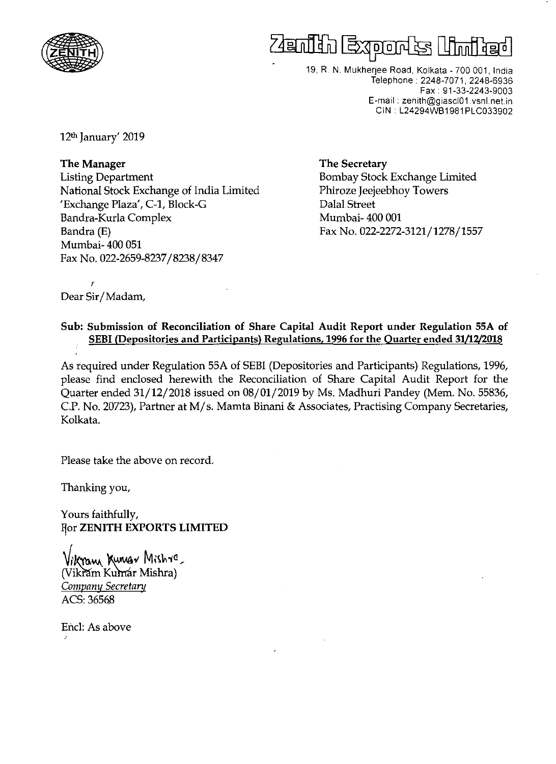# Zenith Exports Limited

19, R. N. Mukherjee Road, Kolkata - 700 001, India
Telephone : 2248-7071, 2248-6936
Fax : 91-33-2243-9003
E-mail : zenith@giascl01.vsnl.net.in
CIN : L24294WB1981PLC033902

12th January' 2019

**The Manager**
Listing Department
National Stock Exchange of India Limited
'Exchange Plaza', C-1, Block-G
Bandra-Kurla Complex
Bandra (E)
Mumbai- 400 051
Fax No. 022-2659-8237/8238/8347

**The Secretary**
Bombay Stock Exchange Limited
Phiroze Jeejeebhoy Towers
Dalal Street
Mumbai- 400 001
Fax No. 022-2272-3121/1278/1557

Dear Sir/Madam,

**Sub: Submission of Reconciliation of Share Capital Audit Report under Regulation 55A of SEBI (Depositories and Participants) Regulations, 1996 for the Quarter ended 31/12/2018**

As required under Regulation 55A of SEBI (Depositories and Participants) Regulations, 1996, please find enclosed herewith the Reconciliation of Share Capital Audit Report for the Quarter ended 31/12/2018 issued on 08/01/2019 by Ms. Madhuri Pandey (Mem. No. 55836, C.P. No. 20723), Partner at M/s. Mamta Binani & Associates, Practising Company Secretaries, Kolkata.

Please take the above on record.

Thanking you,

Yours faithfully,
For **ZENITH EXPORTS LIMITED**

Vikram Kumar Mishra
(Vikram Kumar Mishra)
*Company Secretary*
ACS: 36568

Encl: As above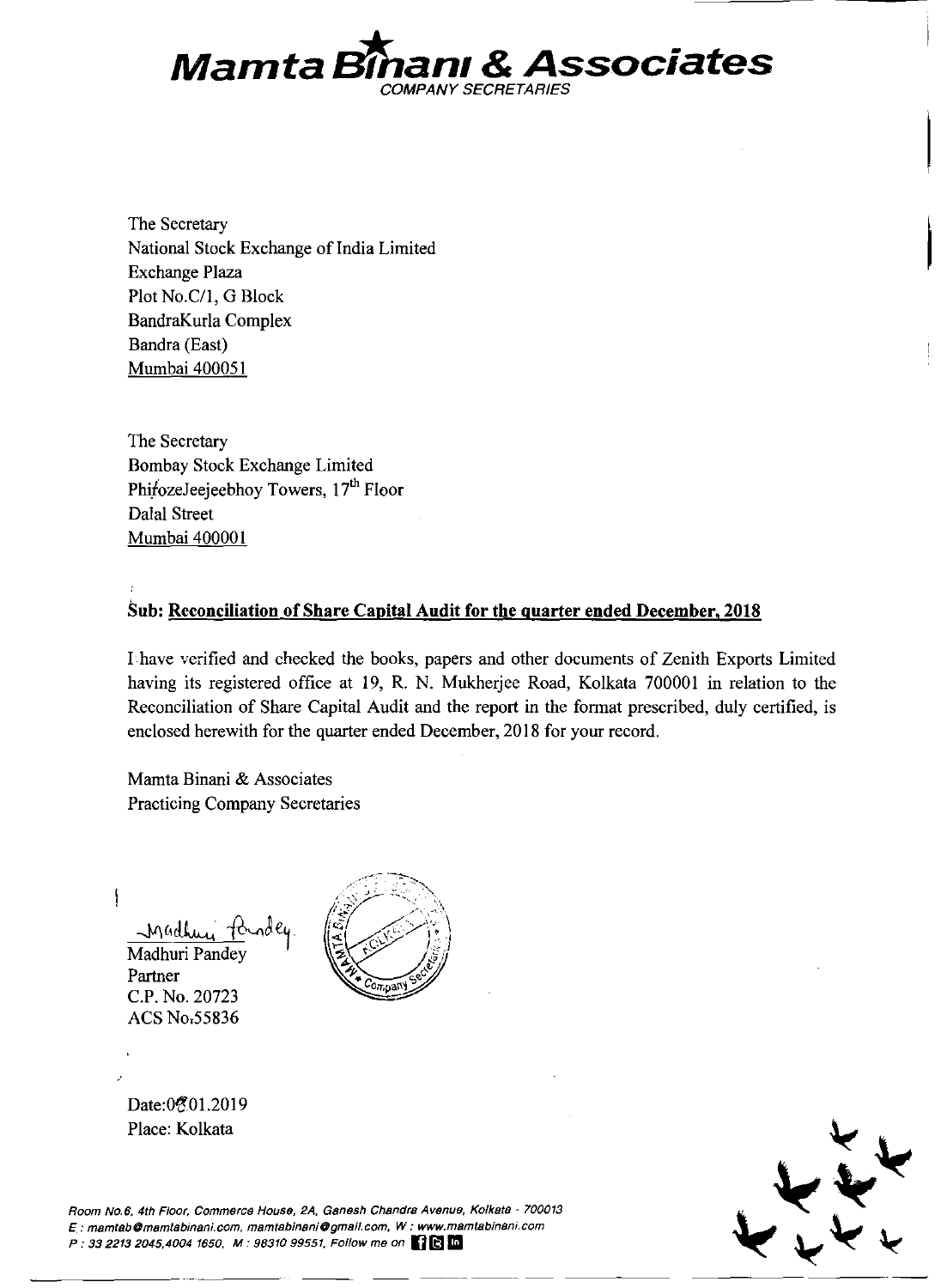# Mamta Binani & Associates

COMPANY SECRETARIES

The Secretary
National Stock Exchange of India Limited
Exchange Plaza
Plot No.C/1, G Block
BandraKurla Complex
Bandra (East)
Mumbai 400051

The Secretary
Bombay Stock Exchange Limited
PhirozeJeejeebhoy Towers, 17th Floor
Dalal Street
Mumbai 400001

**Sub: Reconciliation of Share Capital Audit for the quarter ended December, 2018**

I have verified and checked the books, papers and other documents of Zenith Exports Limited having its registered office at 19, R. N. Mukherjee Road, Kolkata 700001 in relation to the Reconciliation of Share Capital Audit and the report in the format prescribed, duly certified, is enclosed herewith for the quarter ended December, 2018 for your record.

Mamta Binani & Associates
Practicing Company Secretaries

Madhuri Pandey
Partner
C.P. No. 20723
ACS No.55836

Date:08.01.2019
Place: Kolkata

Room No.6, 4th Floor, Commerce House, 2A, Ganesh Chandra Avenue, Kolkata - 700013
E : mamtab@mamtabinani.com, mamtabinani@gmail.com, W : www.mamtabinani.com
P : 33 2213 2045,4004 1650, M : 98310 99551, Follow me on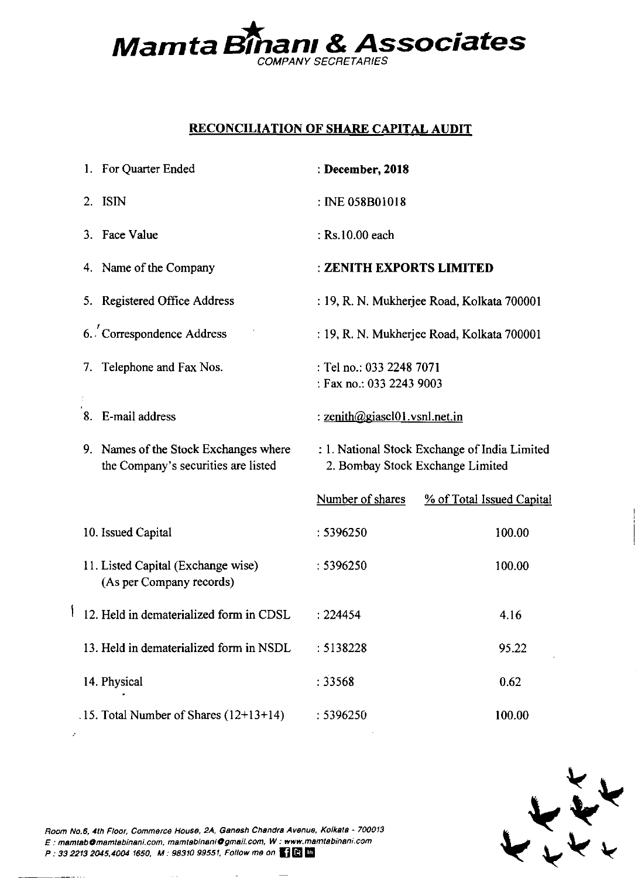# Mamta Binani & Associates

COMPANY SECRETARIES

## RECONCILIATION OF SHARE CAPITAL AUDIT

1. For Quarter Ended : **December, 2018**
2. ISIN : INE 058B01018
3. Face Value : Rs.10.00 each
4. Name of the Company : **ZENITH EXPORTS LIMITED**
5. Registered Office Address : 19, R. N. Mukherjee Road, Kolkata 700001
6. Correspondence Address : 19, R. N. Mukherjee Road, Kolkata 700001
7. Telephone and Fax Nos. : Tel no.: 033 2248 7071 : Fax no.: 033 2243 9003
8. E-mail address : zenith@giascl01.vsnl.net.in
9. Names of the Stock Exchanges where the Company's securities are listed : 1. National Stock Exchange of India Limited 2. Bombay Stock Exchange Limited

| | Number of shares | % of Total Issued Capital |
|---|---|---|
| 10. Issued Capital | : 5396250 | 100.00 |
| 11. Listed Capital (Exchange wise) (As per Company records) | : 5396250 | 100.00 |
| 12. Held in dematerialized form in CDSL | : 224454 | 4.16 |
| 13. Held in dematerialized form in NSDL | : 5138228 | 95.22 |
| 14. Physical | : 33568 | 0.62 |
| 15. Total Number of Shares (12+13+14) | : 5396250 | 100.00 |

*Room No.6, 4th Floor, Commerce House, 2A, Ganesh Chandra Avenue, Kolkata - 700013*
*E : mamtab@mamtabinani.com, mamtabinani@gmail.com, W : www.mamtabinani.com*
*P : 33 2213 2045,4004 1650, M : 98310 99551, Follow me on*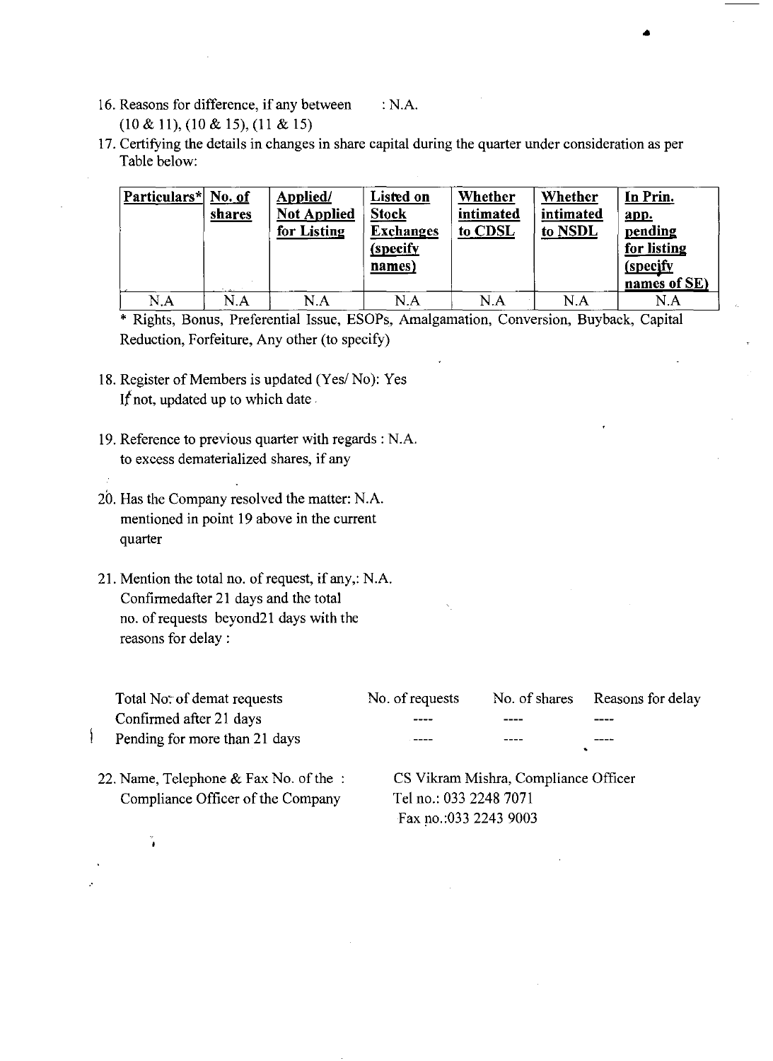16. Reasons for difference, if any between : N.A.
    (10 & 11), (10 & 15), (11 & 15)

17. Certifying the details in changes in share capital during the quarter under consideration as per Table below:

| Particulars* | No. of shares | Applied/ Not Applied for Listing | Listed on Stock Exchanges (specify names) | Whether intimated to CDSL | Whether intimated to NSDL | In Prin. app. pending for listing (specify names of SE) |
|---|---|---|---|---|---|---|
| N.A | N.A | N.A | N.A | N.A | N.A | N.A |

\* Rights, Bonus, Preferential Issue, ESOPs, Amalgamation, Conversion, Buyback, Capital Reduction, Forfeiture, Any other (to specify)

18. Register of Members is updated (Yes/ No): Yes
    If not, updated up to which date

19. Reference to previous quarter with regards : N.A.
    to excess dematerialized shares, if any

20. Has the Company resolved the matter: N.A.
    mentioned in point 19 above in the current quarter

21. Mention the total no. of request, if any,: N.A.
    Confirmedafter 21 days and the total no. of requests beyond21 days with the reasons for delay :

| Total No. of demat requests | No. of requests | No. of shares | Reasons for delay |
|---|---|---|---|
| Confirmed after 21 days | ---- | ---- | ---- |
| Pending for more than 21 days | ---- | ---- | ---- |

22. Name, Telephone & Fax No. of the Compliance Officer of the Company : CS Vikram Mishra, Compliance Officer
    Tel no.: 033 2248 7071
    Fax no.:033 2243 9003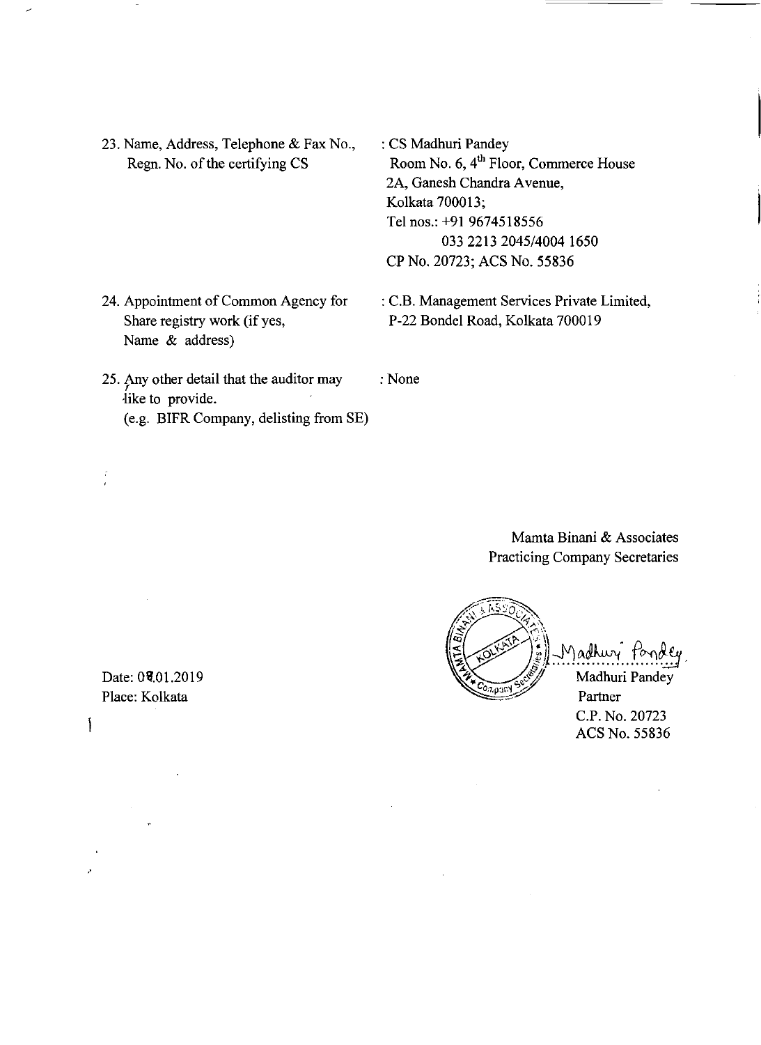23. Name, Address, Telephone & Fax No., Regn. No. of the certifying CS : CS Madhuri Pandey
Room No. 6, 4th Floor, Commerce House
2A, Ganesh Chandra Avenue,
Kolkata 700013;
Tel nos.: +91 9674518556
033 2213 2045/4004 1650
CP No. 20723; ACS No. 55836

24. Appointment of Common Agency for Share registry work (if yes, Name & address) : C.B. Management Services Private Limited, P-22 Bondel Road, Kolkata 700019

25. Any other detail that the auditor may like to provide. (e.g. BIFR Company, delisting from SE) : None

Mamta Binani & Associates
Practicing Company Secretaries

Madhuri Pandey
Partner
C.P. No. 20723
ACS No. 55836

Date: 08.01.2019
Place: Kolkata